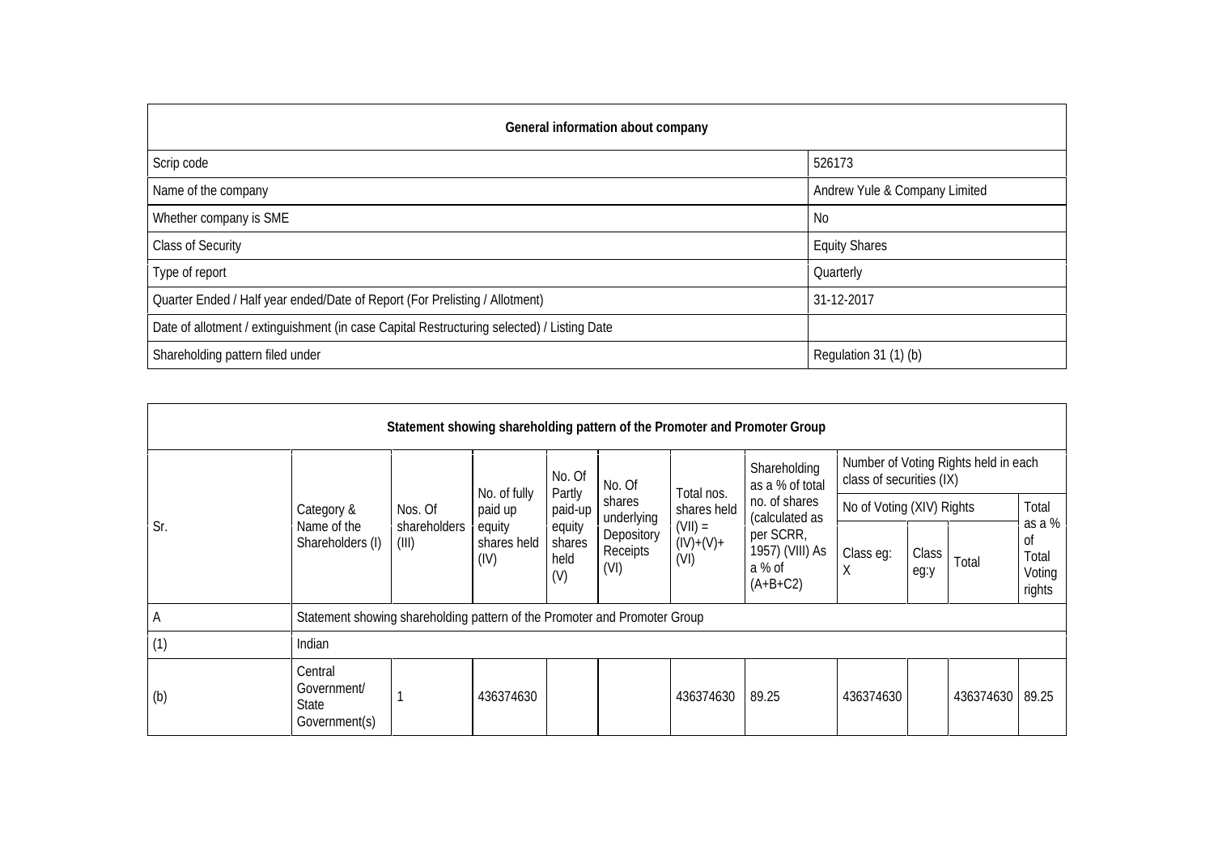| General information about company | |
|---|---|
| Scrip code | 526173 |
| Name of the company | Andrew Yule & Company Limited |
| Whether company is SME | No |
| Class of Security | Equity Shares |
| Type of report | Quarterly |
| Quarter Ended / Half year ended/Date of Report (For Prelisting / Allotment) | 31-12-2017 |
| Date of allotment / extinguishment (in case Capital Restructuring selected) / Listing Date | |
| Shareholding pattern filed under | Regulation 31 (1) (b) |

**Statement showing shareholding pattern of the Promoter and Promoter Group**

| Sr. | Category & Name of the Shareholders (I) | Nos. Of shareholders (III) | No. of fully paid up equity shares held (IV) | No. Of Partly paid-up equity shares held (V) | No. Of shares underlying Depository Receipts (VI) | Total nos. shares held (VII) = (IV)+(V)+ (VI) | Shareholding as a % of total no. of shares (calculated as per SCRR, 1957) (VIII) As a % of (A+B+C2) | Number of Voting Rights held in each class of securities (IX) | | | |
|---|---|---|---|---|---|---|---|---|---|---|---|
| | | | | | | | | No of Voting (XIV) Rights | | | Total as a % of Total Voting rights |
| | | | | | | | | Class eg: X | Class eg:y | Total | |
| A | Statement showing shareholding pattern of the Promoter and Promoter Group | | | | | | | | | | |
| (1) | Indian | | | | | | | | | | |
| (b) | Central Government/ State Government(s) | 1 | 436374630 | | | 436374630 | 89.25 | 436374630 | | 436374630 | 89.25 |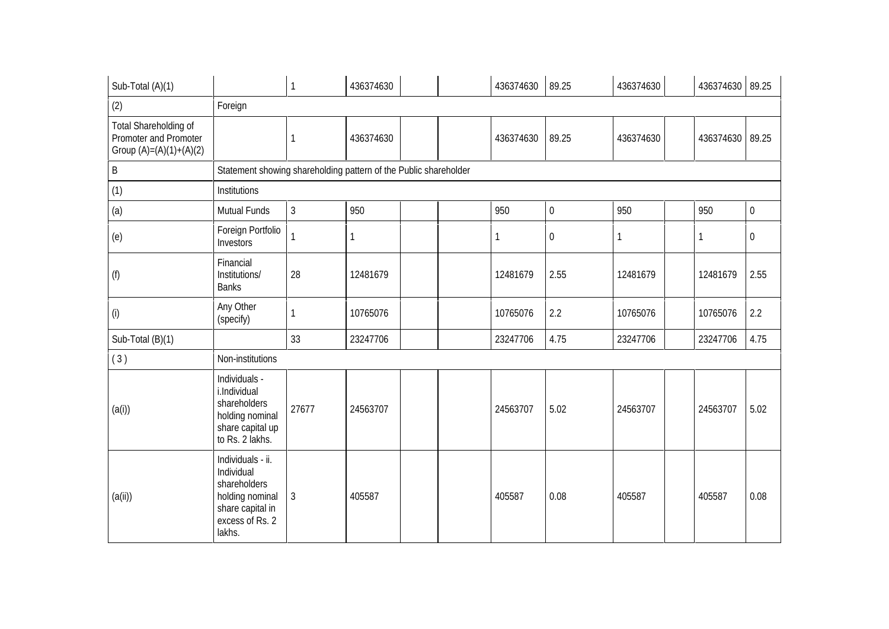| Sub-Total (A)(1) | | 1 | 436374630 | | | 436374630 | 89.25 | 436374630 | | 436374630 | 89.25 |
|---|---|---|---|---|---|---|---|---|---|---|---|
| (2) | Foreign | | | | | | | | | | |
| Total Shareholding of Promoter and Promoter Group (A)=(A)(1)+(A)(2) | | 1 | 436374630 | | | 436374630 | 89.25 | 436374630 | | 436374630 | 89.25 |
| B | Statement showing shareholding pattern of the Public shareholder | | | | | | | | | | |
| (1) | Institutions | | | | | | | | | | |
| (a) | Mutual Funds | 3 | 950 | | | 950 | 0 | 950 | | 950 | 0 |
| (e) | Foreign Portfolio Investors | 1 | 1 | | | 1 | 0 | 1 | | 1 | 0 |
| (f) | Financial Institutions/ Banks | 28 | 12481679 | | | 12481679 | 2.55 | 12481679 | | 12481679 | 2.55 |
| (i) | Any Other (specify) | 1 | 10765076 | | | 10765076 | 2.2 | 10765076 | | 10765076 | 2.2 |
| Sub-Total (B)(1) | | 33 | 23247706 | | | 23247706 | 4.75 | 23247706 | | 23247706 | 4.75 |
| ( 3 ) | Non-institutions | | | | | | | | | | |
| (a(i)) | Individuals - i.Individual shareholders holding nominal share capital up to Rs. 2 lakhs. | 27677 | 24563707 | | | 24563707 | 5.02 | 24563707 | | 24563707 | 5.02 |
| (a(ii)) | Individuals - ii. Individual shareholders holding nominal share capital in excess of Rs. 2 lakhs. | 3 | 405587 | | | 405587 | 0.08 | 405587 | | 405587 | 0.08 |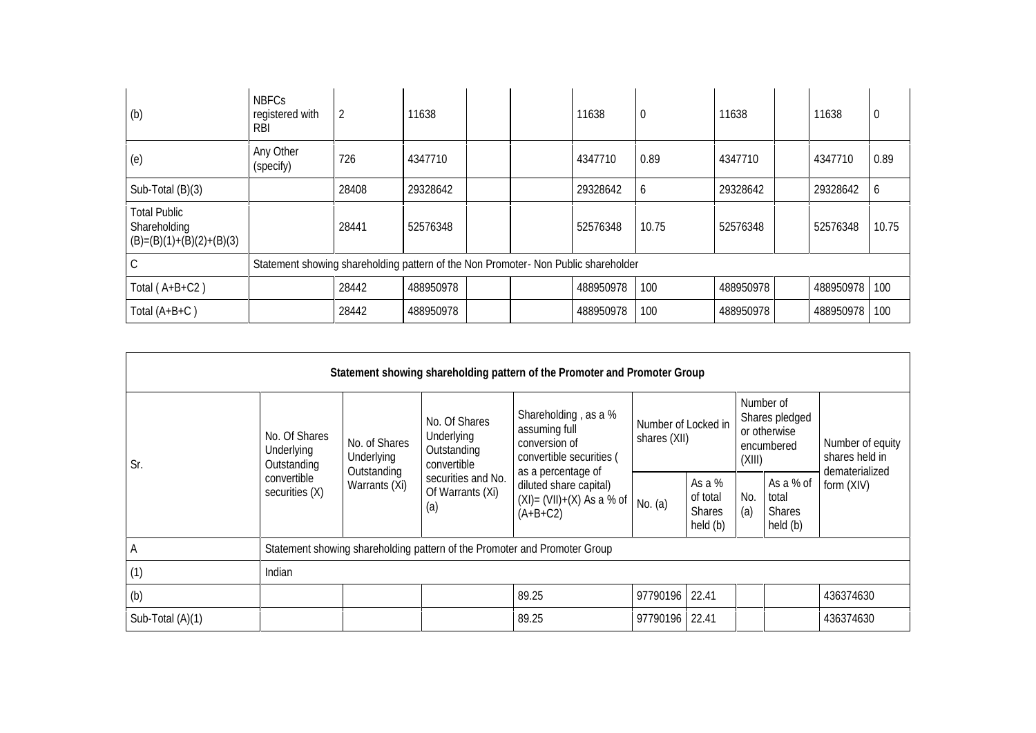| (b) | NBFCs registered with RBI | 2 | 11638 | | | 11638 | 0 | 11638 | | 11638 | 0 |
|---|---|---|---|---|---|---|---|---|---|---|---|
| (e) | Any Other (specify) | 726 | 4347710 | | | 4347710 | 0.89 | 4347710 | | 4347710 | 0.89 |
| Sub-Total (B)(3) | | 28408 | 29328642 | | | 29328642 | 6 | 29328642 | | 29328642 | 6 |
| Total Public Shareholding (B)=(B)(1)+(B)(2)+(B)(3) | | 28441 | 52576348 | | | 52576348 | 10.75 | 52576348 | | 52576348 | 10.75 |
| C | Statement showing shareholding pattern of the Non Promoter- Non Public shareholder | | | | | | | | | | |
| Total ( A+B+C2 ) | | 28442 | 488950978 | | | 488950978 | 100 | 488950978 | | 488950978 | 100 |
| Total (A+B+C ) | | 28442 | 488950978 | | | 488950978 | 100 | 488950978 | | 488950978 | 100 |

| Statement showing shareholding pattern of the Promoter and Promoter Group | | | | | | | | | |
|---|---|---|---|---|---|---|---|---|---|
| Sr. | No. Of Shares Underlying Outstanding convertible securities (X) | No. of Shares Underlying Outstanding Warrants (Xi) | No. Of Shares Underlying Outstanding convertible securities and No. Of Warrants (Xi) (a) | Shareholding , as a % assuming full conversion of convertible securities ( as a percentage of diluted share capital) (XI)= (VII)+(X) As a % of (A+B+C2) | Number of Locked in shares (XII) | | Number of Shares pledged or otherwise encumbered (XIII) | | Number of equity shares held in dematerialized form (XIV) |
| | | | | | No. (a) | As a % of total Shares held (b) | No. (a) | As a % of total Shares held (b) | |
| A | Statement showing shareholding pattern of the Promoter and Promoter Group | | | | | | | | |
| (1) | Indian | | | | | | | | |
| (b) | | | | 89.25 | 97790196 | 22.41 | | | 436374630 |
| Sub-Total (A)(1) | | | | 89.25 | 97790196 | 22.41 | | | 436374630 |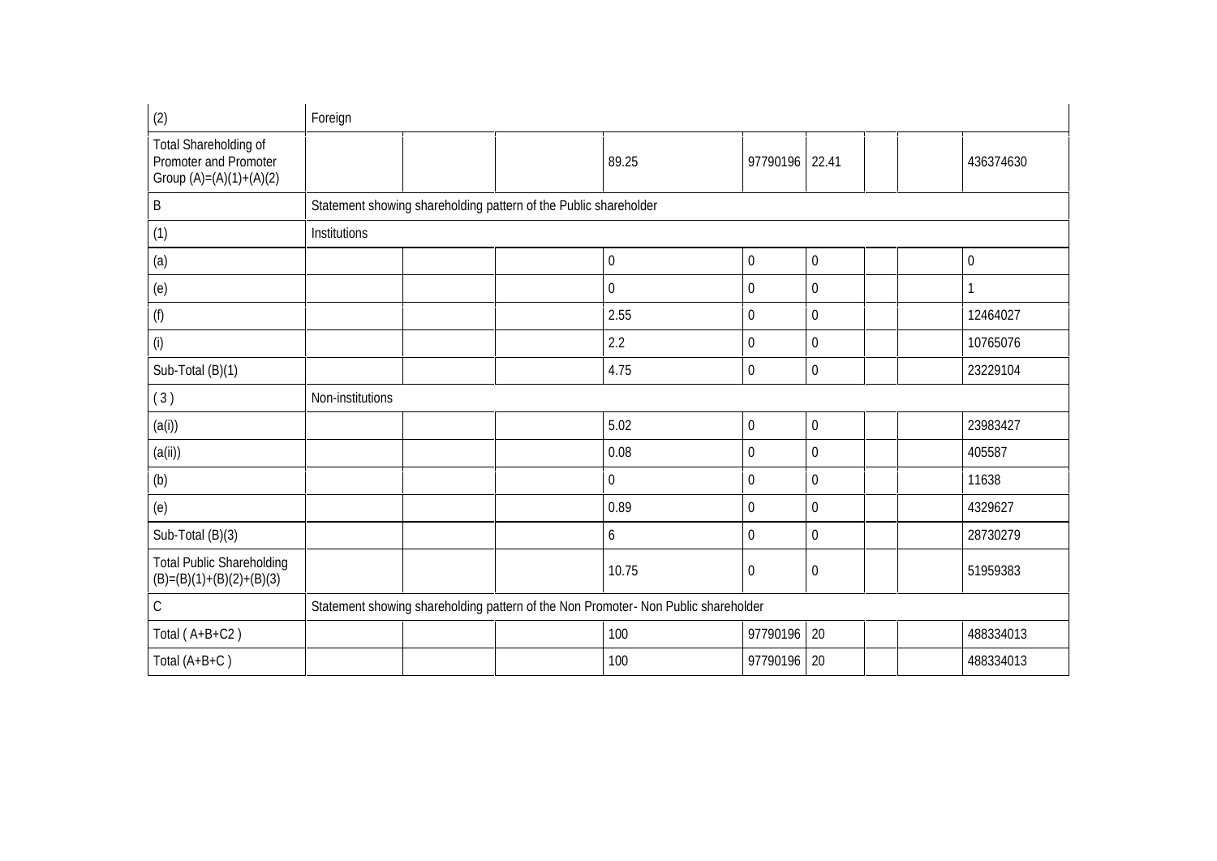| | | | | | | | | | |
|---|---|---|---|---|---|---|---|---|---|
| (2) | Foreign | | | | | | | | |
| Total Shareholding of Promoter and Promoter Group (A)=(A)(1)+(A)(2) | | | | 89.25 | 97790196 | 22.41 | | | 436374630 |
| B | Statement showing shareholding pattern of the Public shareholder | | | | | | | | |
| (1) | Institutions | | | | | | | | |
| (a) | | | | 0 | 0 | 0 | | | 0 |
| (e) | | | | 0 | 0 | 0 | | | 1 |
| (f) | | | | 2.55 | 0 | 0 | | | 12464027 |
| (i) | | | | 2.2 | 0 | 0 | | | 10765076 |
| Sub-Total (B)(1) | | | | 4.75 | 0 | 0 | | | 23229104 |
| ( 3 ) | Non-institutions | | | | | | | | |
| (a(i)) | | | | 5.02 | 0 | 0 | | | 23983427 |
| (a(ii)) | | | | 0.08 | 0 | 0 | | | 405587 |
| (b) | | | | 0 | 0 | 0 | | | 11638 |
| (e) | | | | 0.89 | 0 | 0 | | | 4329627 |
| Sub-Total (B)(3) | | | | 6 | 0 | 0 | | | 28730279 |
| Total Public Shareholding (B)=(B)(1)+(B)(2)+(B)(3) | | | | 10.75 | 0 | 0 | | | 51959383 |
| C | Statement showing shareholding pattern of the Non Promoter- Non Public shareholder | | | | | | | | |
| Total ( A+B+C2 ) | | | | 100 | 97790196 | 20 | | | 488334013 |
| Total (A+B+C ) | | | | 100 | 97790196 | 20 | | | 488334013 |